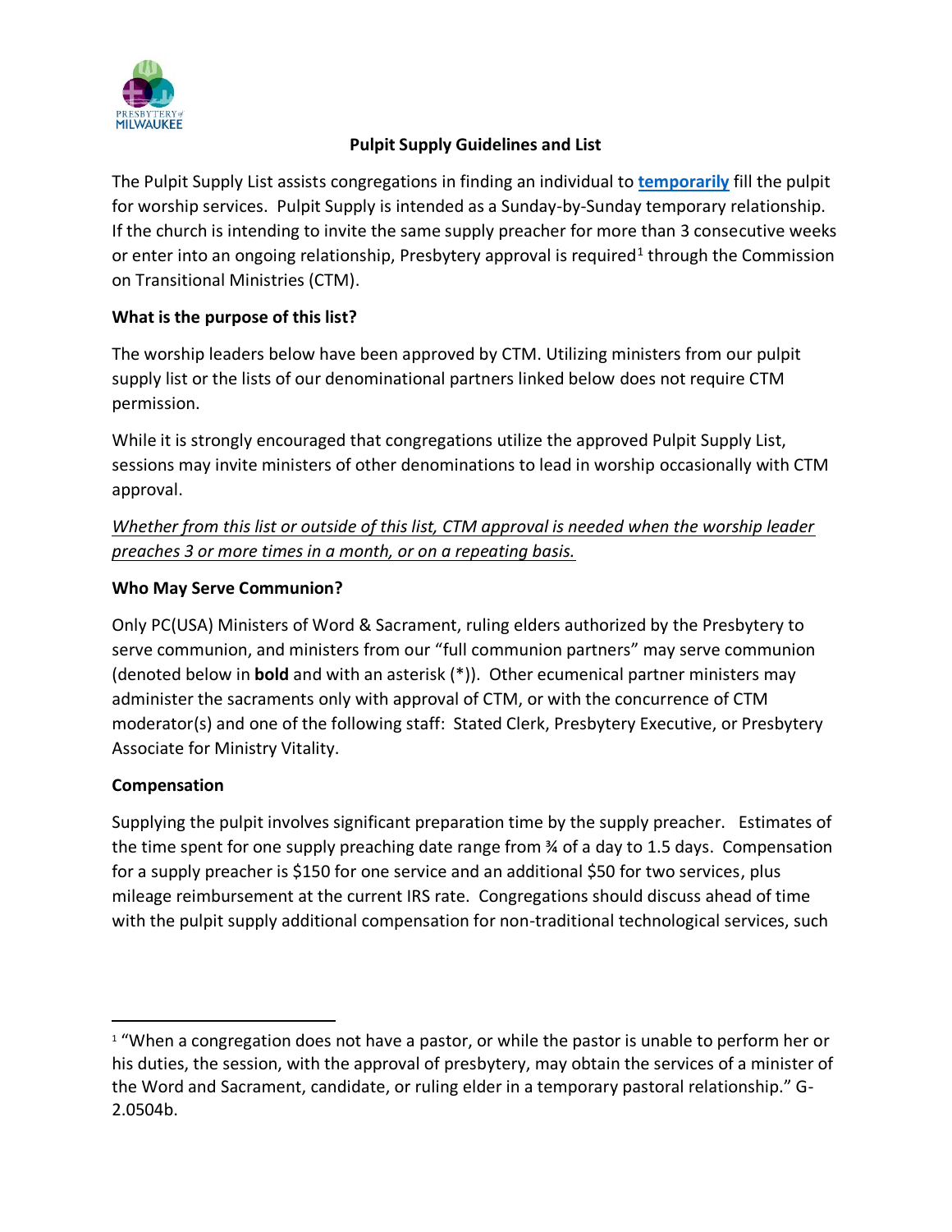# Pulpit Supply Guidelines and List

The Pulpit Supply List assists congregations in finding an individual to **temporarily** fill the pulpit for worship services. Pulpit Supply is intended as a Sunday-by-Sunday temporary relationship. If the church is intending to invite the same supply preacher for more than 3 consecutive weeks or enter into an ongoing relationship, Presbytery approval is required[1] through the Commission on Transitional Ministries (CTM).

## What is the purpose of this list?

The worship leaders below have been approved by CTM. Utilizing ministers from our pulpit supply list or the lists of our denominational partners linked below does not require CTM permission.

While it is strongly encouraged that congregations utilize the approved Pulpit Supply List, sessions may invite ministers of other denominations to lead in worship occasionally with CTM approval.

*Whether from this list or outside of this list, CTM approval is needed when the worship leader preaches 3 or more times in a month, or on a repeating basis.*

## Who May Serve Communion?

Only PC(USA) Ministers of Word & Sacrament, ruling elders authorized by the Presbytery to serve communion, and ministers from our "full communion partners" may serve communion (denoted below in **bold** and with an asterisk (*)). Other ecumenical partner ministers may administer the sacraments only with approval of CTM, or with the concurrence of CTM moderator(s) and one of the following staff: Stated Clerk, Presbytery Executive, or Presbytery Associate for Ministry Vitality.

## Compensation

Supplying the pulpit involves significant preparation time by the supply preacher. Estimates of the time spent for one supply preaching date range from ¾ of a day to 1.5 days. Compensation for a supply preacher is $150 for one service and an additional $50 for two services, plus mileage reimbursement at the current IRS rate. Congregations should discuss ahead of time with the pulpit supply additional compensation for non-traditional technological services, such

---

[1] "When a congregation does not have a pastor, or while the pastor is unable to perform her or his duties, the session, with the approval of presbytery, may obtain the services of a minister of the Word and Sacrament, candidate, or ruling elder in a temporary pastoral relationship." G-2.0504b.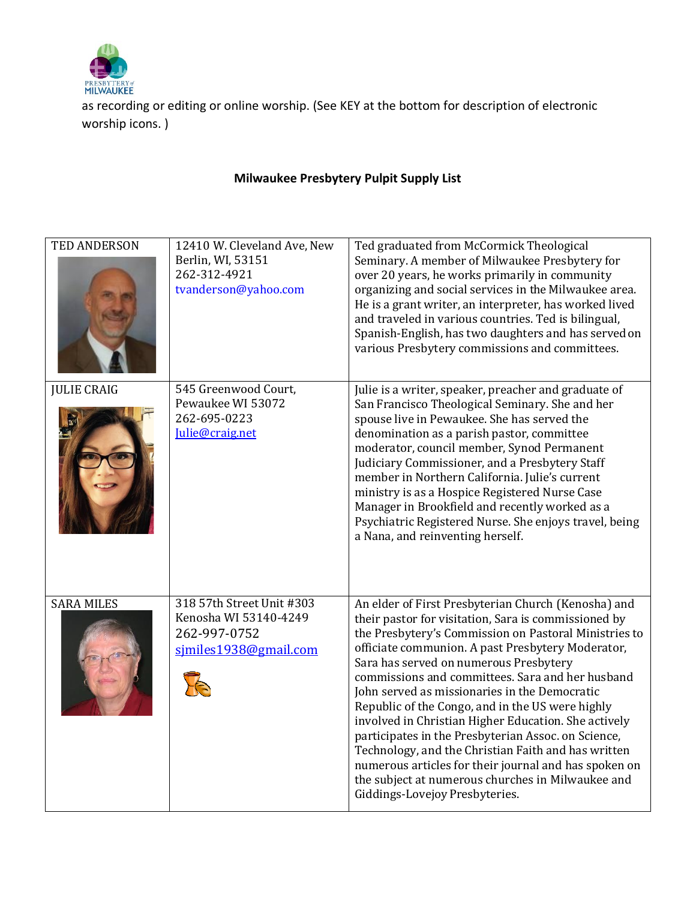as recording or editing or online worship. (See KEY at the bottom for description of electronic worship icons. )

**Milwaukee Presbytery Pulpit Supply List**

| | | |
|---|---|---|
| TED ANDERSON | 12410 W. Cleveland Ave, New Berlin, WI, 53151<br>262-312-4921<br>tvanderson@yahoo.com | Ted graduated from McCormick Theological Seminary. A member of Milwaukee Presbytery for over 20 years, he works primarily in community organizing and social services in the Milwaukee area. He is a grant writer, an interpreter, has worked lived and traveled in various countries. Ted is bilingual, Spanish-English, has two daughters and has served on various Presbytery commissions and committees. |
| JULIE CRAIG | 545 Greenwood Court, Pewaukee WI 53072<br>262-695-0223<br>Julie@craig.net | Julie is a writer, speaker, preacher and graduate of San Francisco Theological Seminary. She and her spouse live in Pewaukee. She has served the denomination as a parish pastor, committee moderator, council member, Synod Permanent Judiciary Commissioner, and a Presbytery Staff member in Northern California. Julie's current ministry is as a Hospice Registered Nurse Case Manager in Brookfield and recently worked as a Psychiatric Registered Nurse. She enjoys travel, being a Nana, and reinventing herself. |
| SARA MILES | 318 57th Street Unit #303<br>Kenosha WI 53140-4249<br>262-997-0752<br>sjmiles1938@gmail.com | An elder of First Presbyterian Church (Kenosha) and their pastor for visitation, Sara is commissioned by the Presbytery's Commission on Pastoral Ministries to officiate communion. A past Presbytery Moderator, Sara has served on numerous Presbytery commissions and committees. Sara and her husband John served as missionaries in the Democratic Republic of the Congo, and in the US were highly involved in Christian Higher Education. She actively participates in the Presbyterian Assoc. on Science, Technology, and the Christian Faith and has written numerous articles for their journal and has spoken on the subject at numerous churches in Milwaukee and Giddings-Lovejoy Presbyteries. |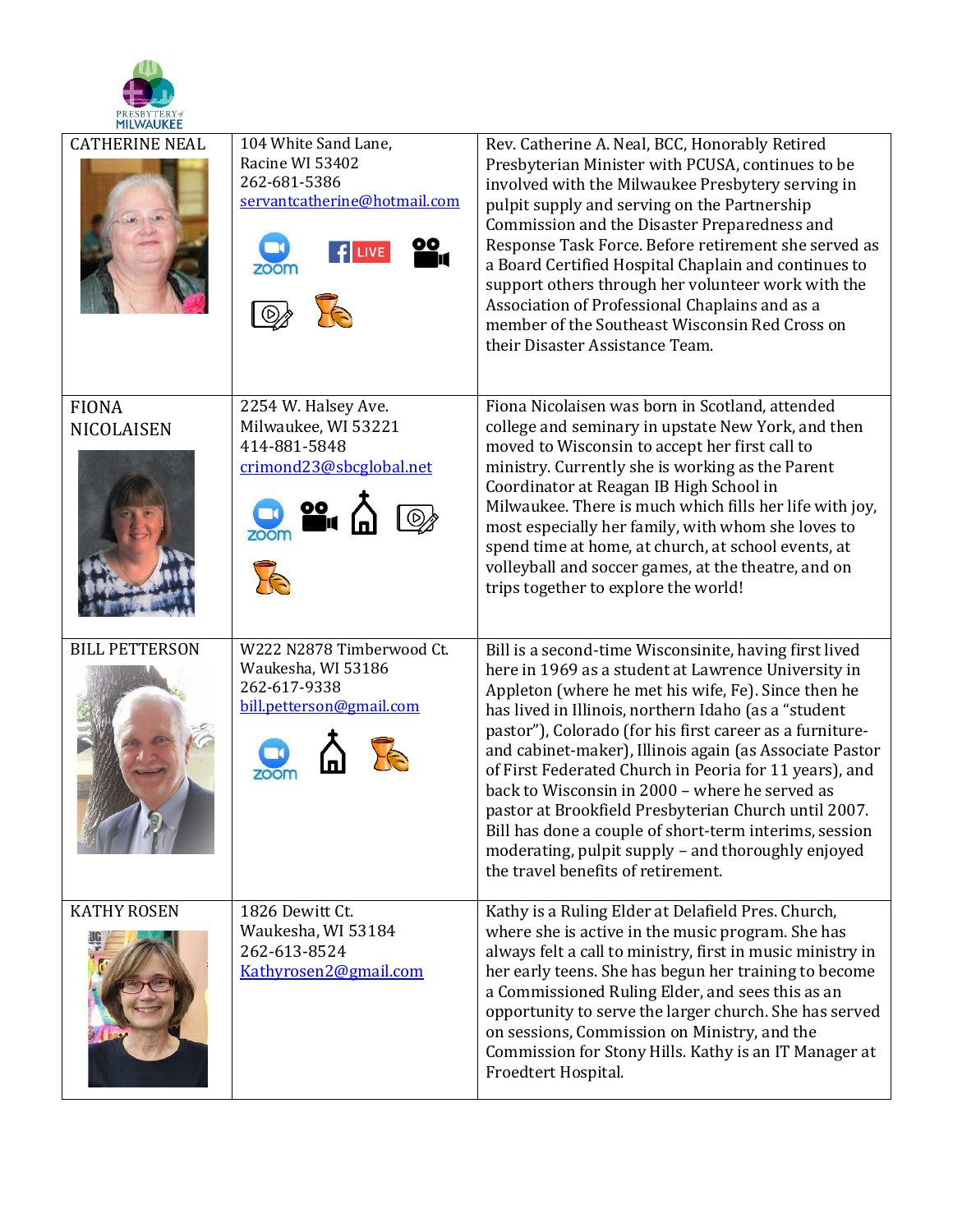| | | |
|---|---|---|
| CATHERINE NEAL | 104 White Sand Lane,<br>Racine WI 53402<br>262-681-5386<br>servantcatherine@hotmail.com | Rev. Catherine A. Neal, BCC, Honorably Retired Presbyterian Minister with PCUSA, continues to be involved with the Milwaukee Presbytery serving in pulpit supply and serving on the Partnership Commission and the Disaster Preparedness and Response Task Force. Before retirement she served as a Board Certified Hospital Chaplain and continues to support others through her volunteer work with the Association of Professional Chaplains and as a member of the Southeast Wisconsin Red Cross on their Disaster Assistance Team. |
| FIONA NICOLAISEN | 2254 W. Halsey Ave.<br>Milwaukee, WI 53221<br>414-881-5848<br>crimond23@sbcglobal.net | Fiona Nicolaisen was born in Scotland, attended college and seminary in upstate New York, and then moved to Wisconsin to accept her first call to ministry. Currently she is working as the Parent Coordinator at Reagan IB High School in Milwaukee. There is much which fills her life with joy, most especially her family, with whom she loves to spend time at home, at church, at school events, at volleyball and soccer games, at the theatre, and on trips together to explore the world! |
| BILL PETTERSON | W222 N2878 Timberwood Ct.<br>Waukesha, WI 53186<br>262-617-9338<br>bill.petterson@gmail.com | Bill is a second-time Wisconsinite, having first lived here in 1969 as a student at Lawrence University in Appleton (where he met his wife, Fe). Since then he has lived in Illinois, northern Idaho (as a "student pastor"), Colorado (for his first career as a furniture- and cabinet-maker), Illinois again (as Associate Pastor of First Federated Church in Peoria for 11 years), and back to Wisconsin in 2000 – where he served as pastor at Brookfield Presbyterian Church until 2007. Bill has done a couple of short-term interims, session moderating, pulpit supply – and thoroughly enjoyed the travel benefits of retirement. |
| KATHY ROSEN | 1826 Dewitt Ct.<br>Waukesha, WI 53184<br>262-613-8524<br>Kathyrosen2@gmail.com | Kathy is a Ruling Elder at Delafield Pres. Church, where she is active in the music program. She has always felt a call to ministry, first in music ministry in her early teens. She has begun her training to become a Commissioned Ruling Elder, and sees this as an opportunity to serve the larger church. She has served on sessions, Commission on Ministry, and the Commission for Stony Hills. Kathy is an IT Manager at Froedtert Hospital. |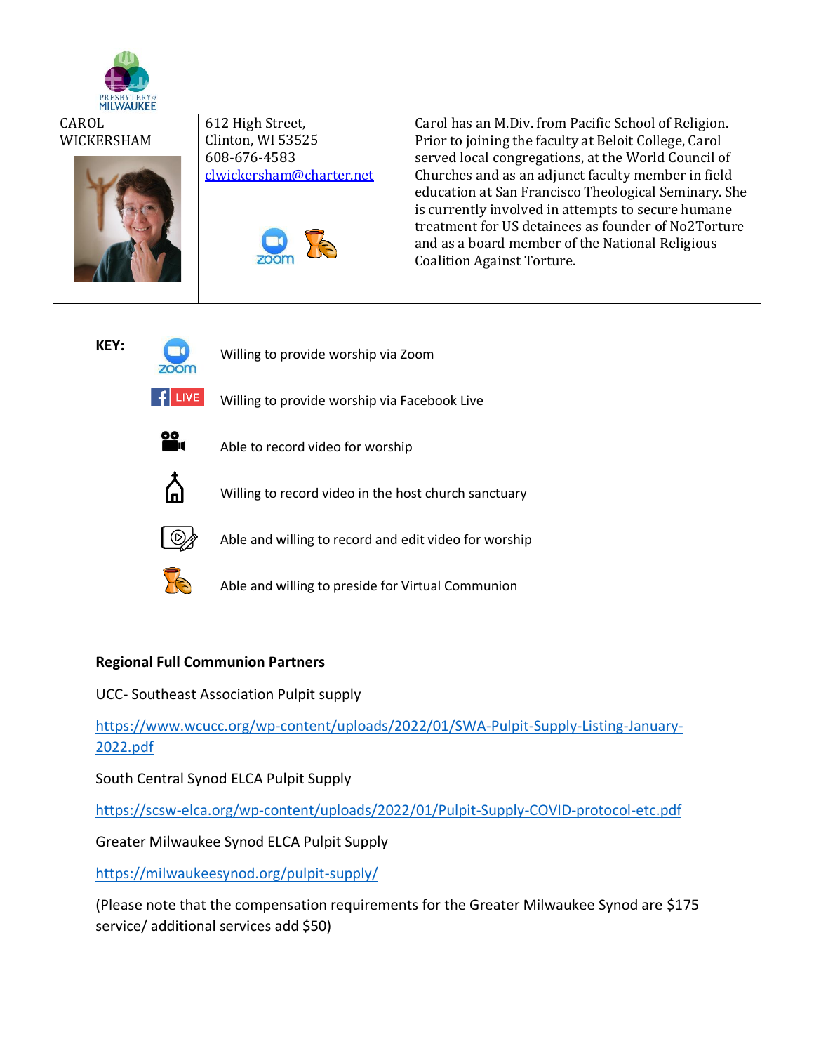| | | |
|---|---|---|
| CAROL WICKERSHAM | 612 High Street,<br>Clinton, WI 53525<br>608-676-4583<br>clwickersham@charter.net | Carol has an M.Div. from Pacific School of Religion. Prior to joining the faculty at Beloit College, Carol served local congregations, at the World Council of Churches and as an adjunct faculty member in field education at San Francisco Theological Seminary. She is currently involved in attempts to secure humane treatment for US detainees as founder of No2Torture and as a board member of the National Religious Coalition Against Torture. |

**KEY:**

- Willing to provide worship via Zoom
- Willing to provide worship via Facebook Live
- Able to record video for worship
- Willing to record video in the host church sanctuary
- Able and willing to record and edit video for worship
- Able and willing to preside for Virtual Communion

**Regional Full Communion Partners**

UCC- Southeast Association Pulpit supply

https://www.wcucc.org/wp-content/uploads/2022/01/SWA-Pulpit-Supply-Listing-January-2022.pdf

South Central Synod ELCA Pulpit Supply

https://scsw-elca.org/wp-content/uploads/2022/01/Pulpit-Supply-COVID-protocol-etc.pdf

Greater Milwaukee Synod ELCA Pulpit Supply

https://milwaukeesynod.org/pulpit-supply/

(Please note that the compensation requirements for the Greater Milwaukee Synod are $175 service/ additional services add $50)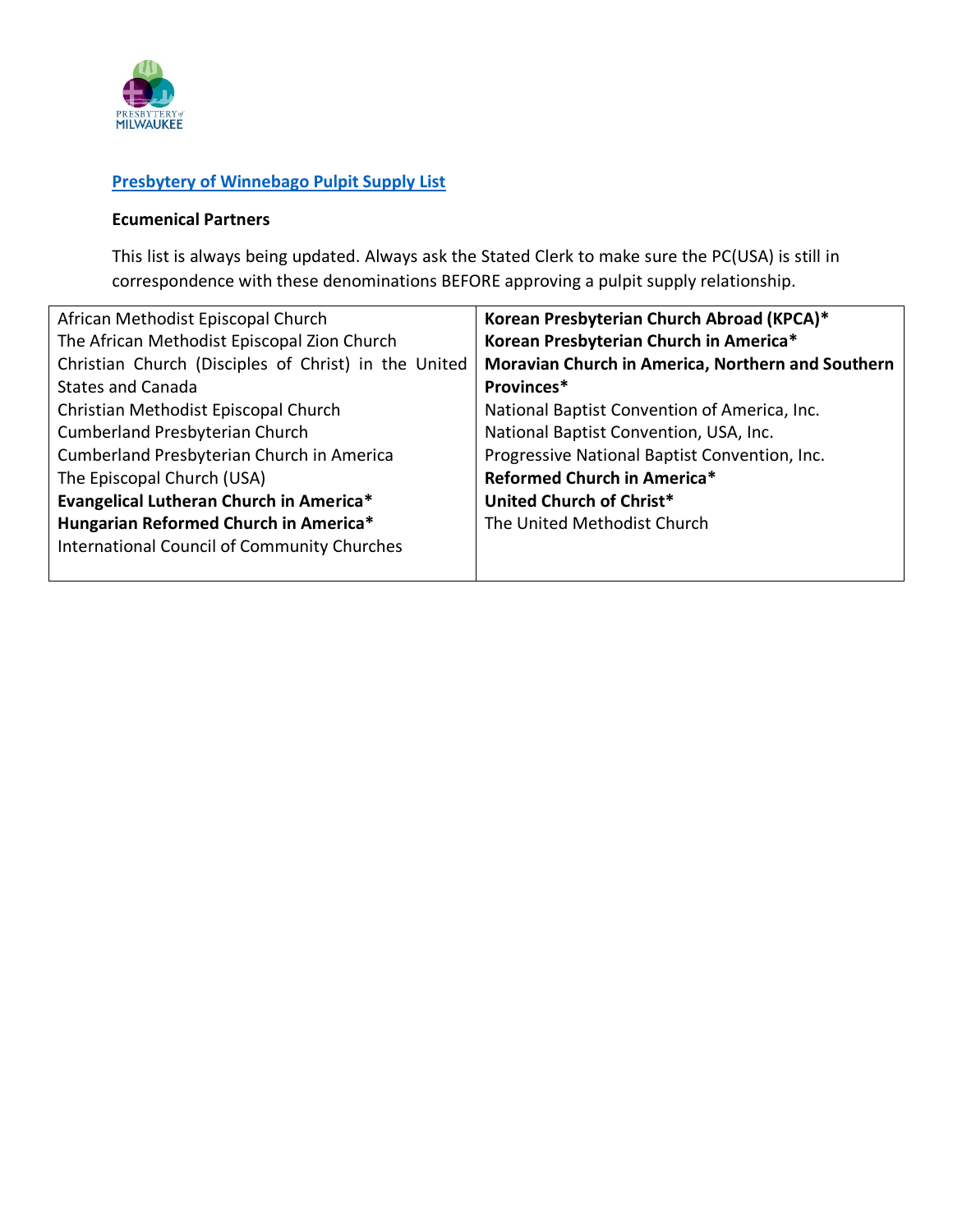[**Presbytery of Winnebago Pulpit Supply List**]()

**Ecumenical Partners**

This list is always being updated. Always ask the Stated Clerk to make sure the PC(USA) is still in correspondence with these denominations BEFORE approving a pulpit supply relationship.

| | |
|---|---|
| African Methodist Episcopal Church | **Korean Presbyterian Church Abroad (KPCA)*** |
| The African Methodist Episcopal Zion Church | **Korean Presbyterian Church in America*** |
| Christian Church (Disciples of Christ) in the United States and Canada | **Moravian Church in America, Northern and Southern Provinces*** |
| Christian Methodist Episcopal Church | National Baptist Convention of America, Inc. |
| Cumberland Presbyterian Church | National Baptist Convention, USA, Inc. |
| Cumberland Presbyterian Church in America | Progressive National Baptist Convention, Inc. |
| The Episcopal Church (USA) | **Reformed Church in America*** |
| **Evangelical Lutheran Church in America*** | **United Church of Christ*** |
| **Hungarian Reformed Church in America*** | The United Methodist Church |
| International Council of Community Churches | |